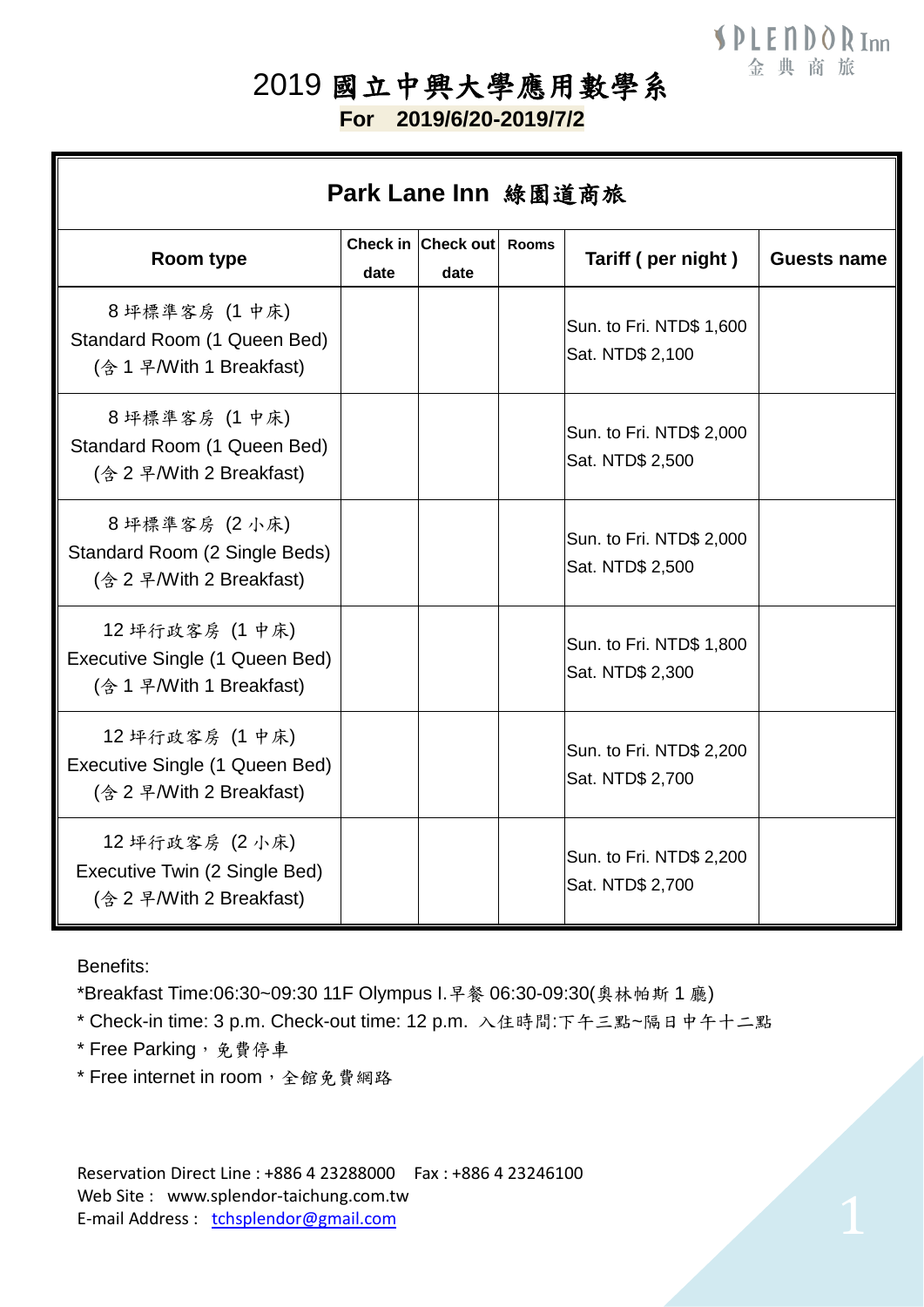SPLENDOR Inn
金典商旅

# 2019 國立中興大學應用數學系

**For 2019/6/20-2019/7/2**

## Park Lane Inn 綠園道商旅

| Room type | Check in date | Check out date | Rooms | Tariff ( per night ) | Guests name |
|---|---|---|---|---|---|
| 8 坪標準客房 (1 中床)<br>Standard Room (1 Queen Bed)<br>(含 1 早/With 1 Breakfast) | | | | Sun. to Fri. NTD$ 1,600<br>Sat. NTD$ 2,100 | |
| 8 坪標準客房 (1 中床)<br>Standard Room (1 Queen Bed)<br>(含 2 早/With 2 Breakfast) | | | | Sun. to Fri. NTD$ 2,000<br>Sat. NTD$ 2,500 | |
| 8 坪標準客房 (2 小床)<br>Standard Room (2 Single Beds)<br>(含 2 早/With 2 Breakfast) | | | | Sun. to Fri. NTD$ 2,000<br>Sat. NTD$ 2,500 | |
| 12 坪行政客房 (1 中床)<br>Executive Single (1 Queen Bed)<br>(含 1 早/With 1 Breakfast) | | | | Sun. to Fri. NTD$ 1,800<br>Sat. NTD$ 2,300 | |
| 12 坪行政客房 (1 中床)<br>Executive Single (1 Queen Bed)<br>(含 2 早/With 2 Breakfast) | | | | Sun. to Fri. NTD$ 2,200<br>Sat. NTD$ 2,700 | |
| 12 坪行政客房 (2 小床)<br>Executive Twin (2 Single Bed)<br>(含 2 早/With 2 Breakfast) | | | | Sun. to Fri. NTD$ 2,200<br>Sat. NTD$ 2,700 | |

Benefits:

*Breakfast Time:06:30~09:30 11F Olympus I.早餐 06:30-09:30(奧林帕斯 1 廳)

* Check-in time: 3 p.m. Check-out time: 12 p.m. 入住時間:下午三點~隔日中午十二點

* Free Parking，免費停車

* Free internet in room，全館免費網路

Reservation Direct Line : +886 4 23288000 Fax : +886 4 23246100
Web Site : www.splendor-taichung.com.tw
E-mail Address : tchsplendor@gmail.com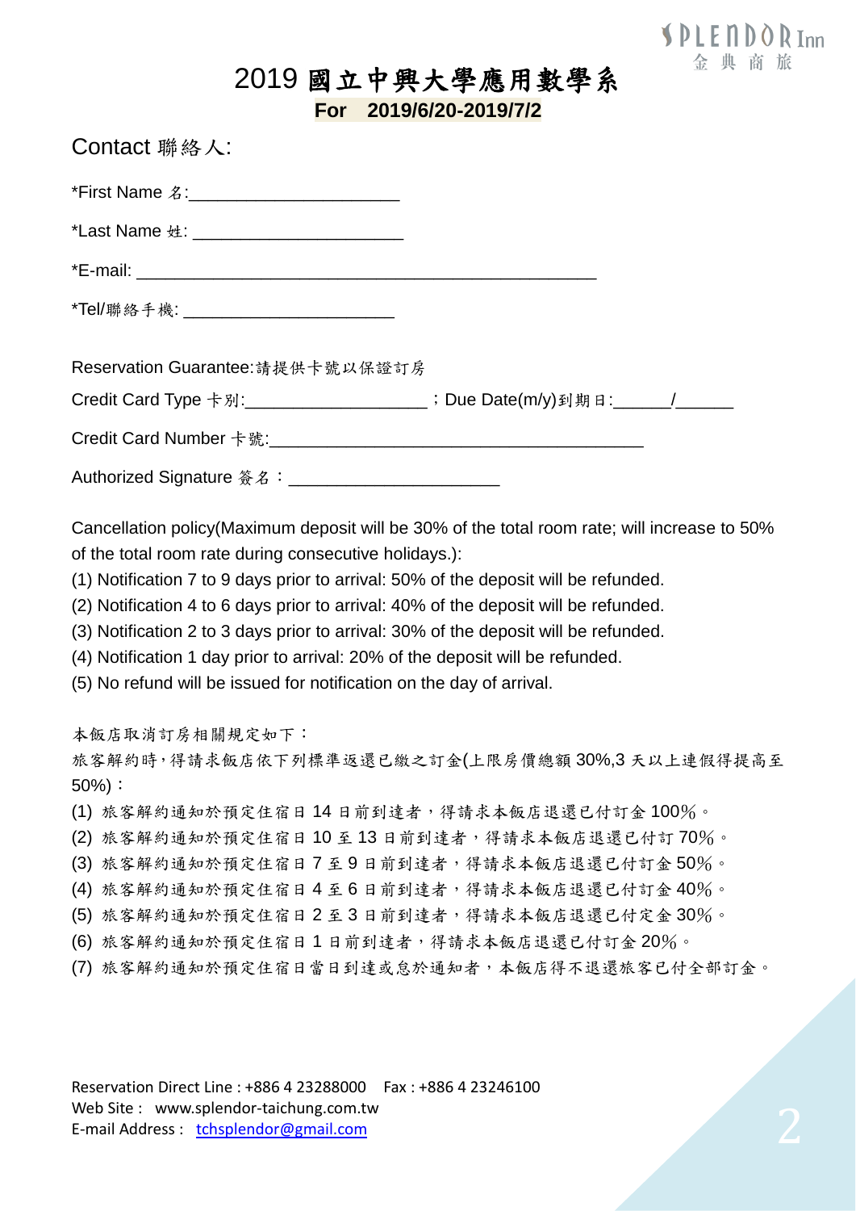SPLENDOR Inn
金典商旅

# 2019 國立中興大學應用數學系

**For 2019/6/20-2019/7/2**

## Contact 聯絡人:

*First Name 名:______________________

*Last Name 姓: ______________________

*E-mail: ________________________________________________

*Tel/聯絡手機: ______________________

Reservation Guarantee:請提供卡號以保證訂房

Credit Card Type 卡別:___________________ ；Due Date(m/y)到期日:______/______

Credit Card Number 卡號:_______________________________________

Authorized Signature 簽名：______________________

Cancellation policy(Maximum deposit will be 30% of the total room rate; will increase to 50% of the total room rate during consecutive holidays.):

(1) Notification 7 to 9 days prior to arrival: 50% of the deposit will be refunded.
(2) Notification 4 to 6 days prior to arrival: 40% of the deposit will be refunded.
(3) Notification 2 to 3 days prior to arrival: 30% of the deposit will be refunded.
(4) Notification 1 day prior to arrival: 20% of the deposit will be refunded.
(5) No refund will be issued for notification on the day of arrival.

本飯店取消訂房相關規定如下：

旅客解約時，得請求飯店依下列標準返還已繳之訂金(上限房價總額 30%,3 天以上連假得提高至 50%)：

(1) 旅客解約通知於預定住宿日 14 日前到達者，得請求本飯店退還已付訂金 100%。
(2) 旅客解約通知於預定住宿日 10 至 13 日前到達者，得請求本飯店退還已付訂 70%。
(3) 旅客解約通知於預定住宿日 7 至 9 日前到達者，得請求本飯店退還已付訂金 50%。
(4) 旅客解約通知於預定住宿日 4 至 6 日前到達者，得請求本飯店退還已付訂金 40%。
(5) 旅客解約通知於預定住宿日 2 至 3 日前到達者，得請求本飯店退還已付定金 30%。
(6) 旅客解約通知於預定住宿日 1 日前到達者，得請求本飯店退還已付訂金 20%。
(7) 旅客解約通知於預定住宿日當日到達或怠於通知者，本飯店得不退還旅客已付全部訂金。

Reservation Direct Line : +886 4 23288000 Fax : +886 4 23246100
Web Site : www.splendor-taichung.com.tw
E-mail Address : tchsplendor@gmail.com